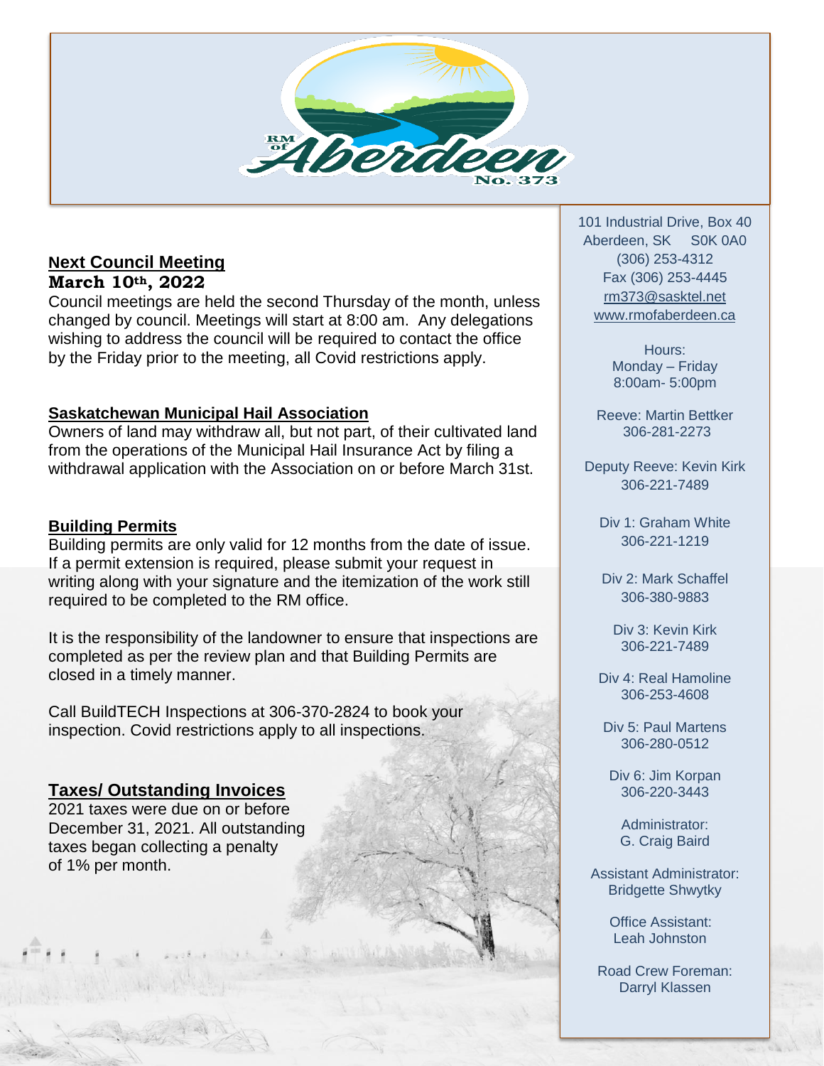RM of Aberdeen No. 373

## Next Council Meeting

**March 10th, 2022**

Council meetings are held the second Thursday of the month, unless changed by council. Meetings will start at 8:00 am. Any delegations wishing to address the council will be required to contact the office by the Friday prior to the meeting, all Covid restrictions apply.

## Saskatchewan Municipal Hail Association

Owners of land may withdraw all, but not part, of their cultivated land from the operations of the Municipal Hail Insurance Act by filing a withdrawal application with the Association on or before March 31st.

## Building Permits

Building permits are only valid for 12 months from the date of issue. If a permit extension is required, please submit your request in writing along with your signature and the itemization of the work still required to be completed to the RM office.

It is the responsibility of the landowner to ensure that inspections are completed as per the review plan and that Building Permits are closed in a timely manner.

Call BuildTECH Inspections at 306-370-2824 to book your inspection. Covid restrictions apply to all inspections.

## Taxes/ Outstanding Invoices

2021 taxes were due on or before December 31, 2021. All outstanding taxes began collecting a penalty of 1% per month.

---

101 Industrial Drive, Box 40
Aberdeen, SK S0K 0A0
(306) 253-4312
Fax (306) 253-4445
rm373@sasktel.net
www.rmofaberdeen.ca

Hours:
Monday – Friday
8:00am- 5:00pm

Reeve: Martin Bettker
306-281-2273

Deputy Reeve: Kevin Kirk
306-221-7489

Div 1: Graham White
306-221-1219

Div 2: Mark Schaffel
306-380-9883

Div 3: Kevin Kirk
306-221-7489

Div 4: Real Hamoline
306-253-4608

Div 5: Paul Martens
306-280-0512

Div 6: Jim Korpan
306-220-3443

Administrator:
G. Craig Baird

Assistant Administrator:
Bridgette Shwytky

Office Assistant:
Leah Johnston

Road Crew Foreman:
Darryl Klassen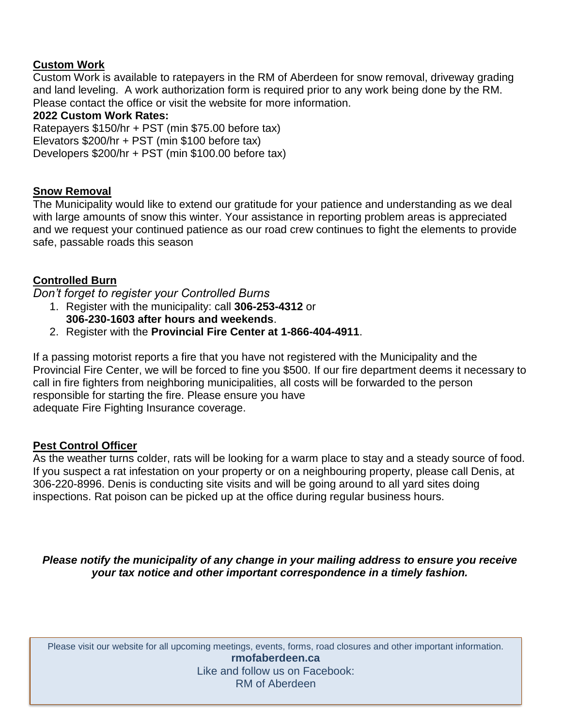## Custom Work

Custom Work is available to ratepayers in the RM of Aberdeen for snow removal, driveway grading and land leveling. A work authorization form is required prior to any work being done by the RM. Please contact the office or visit the website for more information.

**2022 Custom Work Rates:**

Ratepayers $150/hr + PST (min $75.00 before tax)
Elevators $200/hr + PST (min $100 before tax)
Developers $200/hr + PST (min $100.00 before tax)

## Snow Removal

The Municipality would like to extend our gratitude for your patience and understanding as we deal with large amounts of snow this winter. Your assistance in reporting problem areas is appreciated and we request your continued patience as our road crew continues to fight the elements to provide safe, passable roads this season

## Controlled Burn

*Don't forget to register your Controlled Burns*

1. Register with the municipality: call **306-253-4312** or **306-230-1603 after hours and weekends**.
2. Register with the **Provincial Fire Center at 1-866-404-4911**.

If a passing motorist reports a fire that you have not registered with the Municipality and the Provincial Fire Center, we will be forced to fine you $500. If our fire department deems it necessary to call in fire fighters from neighboring municipalities, all costs will be forwarded to the person responsible for starting the fire. Please ensure you have adequate Fire Fighting Insurance coverage.

## Pest Control Officer

As the weather turns colder, rats will be looking for a warm place to stay and a steady source of food. If you suspect a rat infestation on your property or on a neighbouring property, please call Denis, at 306-220-8996. Denis is conducting site visits and will be going around to all yard sites doing inspections. Rat poison can be picked up at the office during regular business hours.

***Please notify the municipality of any change in your mailing address to ensure you receive your tax notice and other important correspondence in a timely fashion.***

Please visit our website for all upcoming meetings, events, forms, road closures and other important information.

**rmofaberdeen.ca**

Like and follow us on Facebook:
RM of Aberdeen